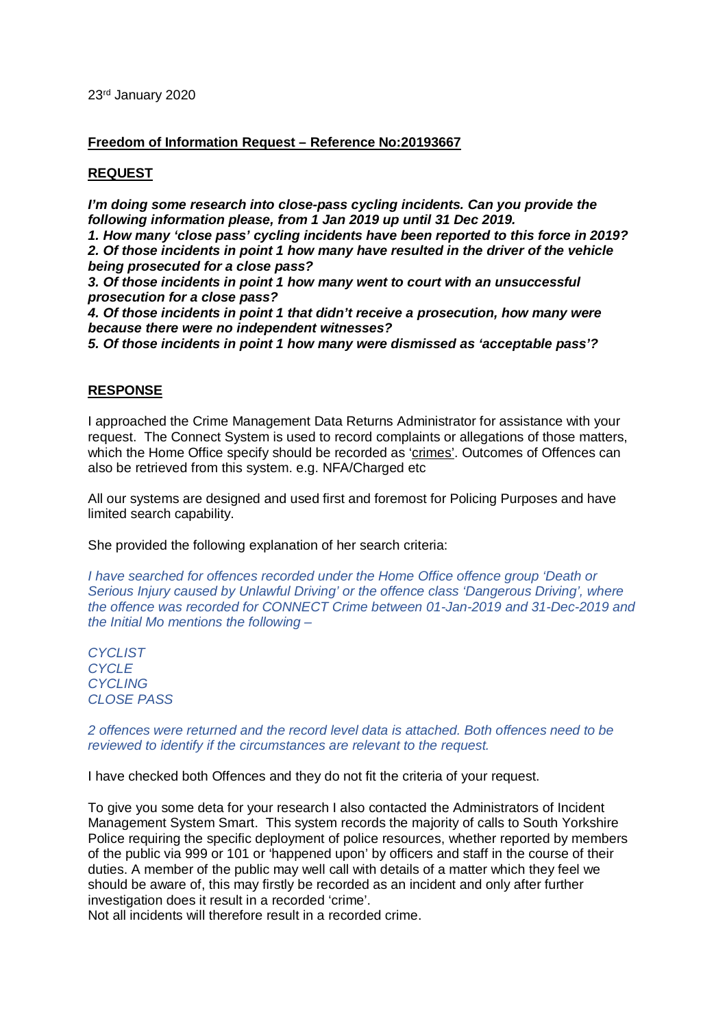23rd January 2020

**Freedom of Information Request – Reference No:20193667**

**REQUEST**

***I'm doing some research into close-pass cycling incidents. Can you provide the following information please, from 1 Jan 2019 up until 31 Dec 2019.***
***1. How many 'close pass' cycling incidents have been reported to this force in 2019?***
***2. Of those incidents in point 1 how many have resulted in the driver of the vehicle being prosecuted for a close pass?***
***3. Of those incidents in point 1 how many went to court with an unsuccessful prosecution for a close pass?***
***4. Of those incidents in point 1 that didn't receive a prosecution, how many were because there were no independent witnesses?***
***5. Of those incidents in point 1 how many were dismissed as 'acceptable pass'?***

**RESPONSE**

I approached the Crime Management Data Returns Administrator for assistance with your request. The Connect System is used to record complaints or allegations of those matters, which the Home Office specify should be recorded as 'crimes'. Outcomes of Offences can also be retrieved from this system. e.g. NFA/Charged etc

All our systems are designed and used first and foremost for Policing Purposes and have limited search capability.

She provided the following explanation of her search criteria:

*I have searched for offences recorded under the Home Office offence group 'Death or Serious Injury caused by Unlawful Driving' or the offence class 'Dangerous Driving', where the offence was recorded for CONNECT Crime between 01-Jan-2019 and 31-Dec-2019 and the Initial Mo mentions the following –*

*CYCLIST*
*CYCLE*
*CYCLING*
*CLOSE PASS*

*2 offences were returned and the record level data is attached. Both offences need to be reviewed to identify if the circumstances are relevant to the request.*

I have checked both Offences and they do not fit the criteria of your request.

To give you some deta for your research I also contacted the Administrators of Incident Management System Smart. This system records the majority of calls to South Yorkshire Police requiring the specific deployment of police resources, whether reported by members of the public via 999 or 101 or 'happened upon' by officers and staff in the course of their duties. A member of the public may well call with details of a matter which they feel we should be aware of, this may firstly be recorded as an incident and only after further investigation does it result in a recorded 'crime'.
Not all incidents will therefore result in a recorded crime.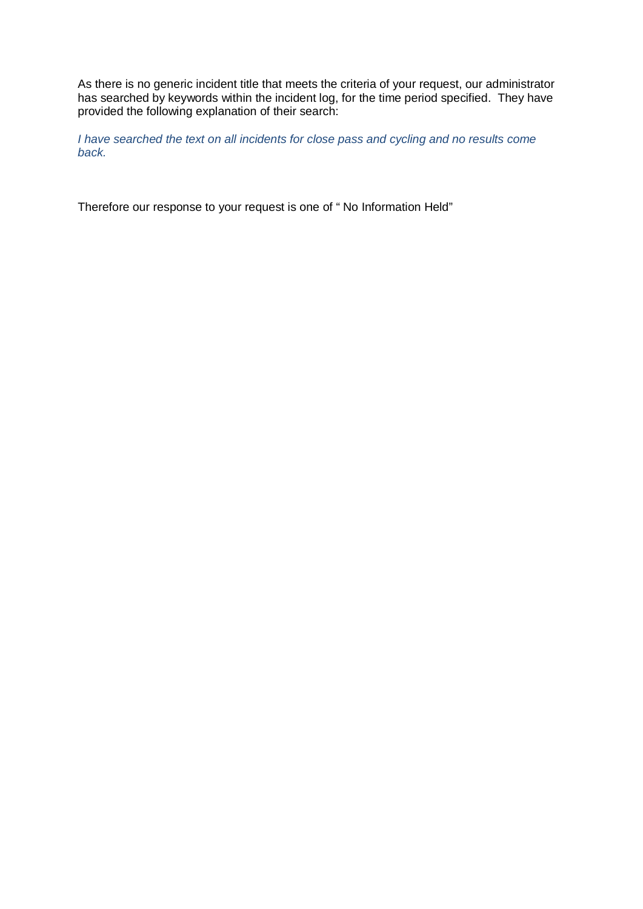As there is no generic incident title that meets the criteria of your request, our administrator has searched by keywords within the incident log, for the time period specified. They have provided the following explanation of their search:

*I have searched the text on all incidents for close pass and cycling and no results come back.*

Therefore our response to your request is one of " No Information Held"